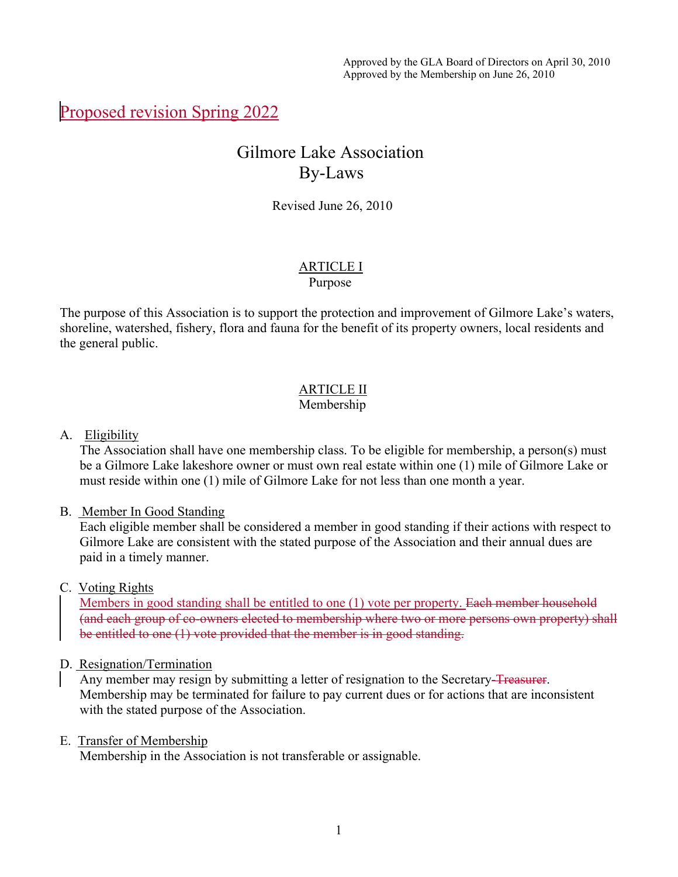Approved by the GLA Board of Directors on April 30, 2010
Approved by the Membership on June 26, 2010

Proposed revision Spring 2022

# Gilmore Lake Association
# By-Laws

Revised June 26, 2010

## ARTICLE I
### Purpose

The purpose of this Association is to support the protection and improvement of Gilmore Lake's waters, shoreline, watershed, fishery, flora and fauna for the benefit of its property owners, local residents and the general public.

## ARTICLE II
### Membership

A. Eligibility
The Association shall have one membership class. To be eligible for membership, a person(s) must be a Gilmore Lake lakeshore owner or must own real estate within one (1) mile of Gilmore Lake or must reside within one (1) mile of Gilmore Lake for not less than one month a year.

B. Member In Good Standing
Each eligible member shall be considered a member in good standing if their actions with respect to Gilmore Lake are consistent with the stated purpose of the Association and their annual dues are paid in a timely manner.

C. Voting Rights
Members in good standing shall be entitled to one (1) vote per property. ~~Each member household (and each group of co-owners elected to membership where two or more persons own property) shall be entitled to one (1) vote provided that the member is in good standing.~~

D. Resignation/Termination
Any member may resign by submitting a letter of resignation to the Secretary~~-Treasurer~~. Membership may be terminated for failure to pay current dues or for actions that are inconsistent with the stated purpose of the Association.

E. Transfer of Membership
Membership in the Association is not transferable or assignable.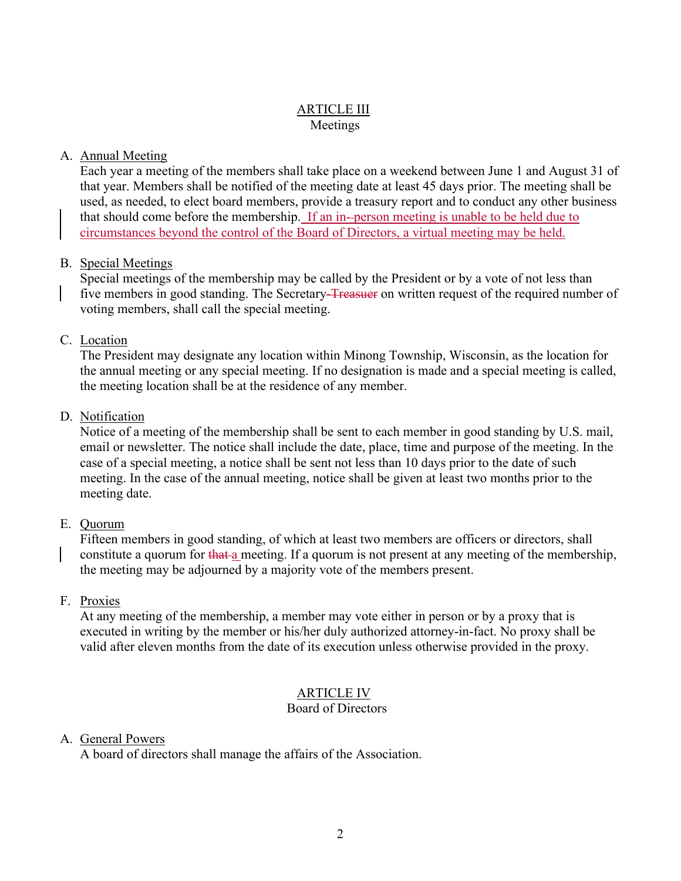## ARTICLE III
Meetings

A. Annual Meeting
Each year a meeting of the members shall take place on a weekend between June 1 and August 31 of that year. Members shall be notified of the meeting date at least 45 days prior. The meeting shall be used, as needed, to elect board members, provide a treasury report and to conduct any other business that should come before the membership. If an in-person meeting is unable to be held due to circumstances beyond the control of the Board of Directors, a virtual meeting may be held.

B. Special Meetings
Special meetings of the membership may be called by the President or by a vote of not less than five members in good standing. The Secretary ~~-Treasuer~~ on written request of the required number of voting members, shall call the special meeting.

C. Location
The President may designate any location within Minong Township, Wisconsin, as the location for the annual meeting or any special meeting. If no designation is made and a special meeting is called, the meeting location shall be at the residence of any member.

D. Notification
Notice of a meeting of the membership shall be sent to each member in good standing by U.S. mail, email or newsletter. The notice shall include the date, place, time and purpose of the meeting. In the case of a special meeting, a notice shall be sent not less than 10 days prior to the date of such meeting. In the case of the annual meeting, notice shall be given at least two months prior to the meeting date.

E. Quorum
Fifteen members in good standing, of which at least two members are officers or directors, shall constitute a quorum for ~~that~~ a meeting. If a quorum is not present at any meeting of the membership, the meeting may be adjourned by a majority vote of the members present.

F. Proxies
At any meeting of the membership, a member may vote either in person or by a proxy that is executed in writing by the member or his/her duly authorized attorney-in-fact. No proxy shall be valid after eleven months from the date of its execution unless otherwise provided in the proxy.

## ARTICLE IV
Board of Directors

A. General Powers
A board of directors shall manage the affairs of the Association.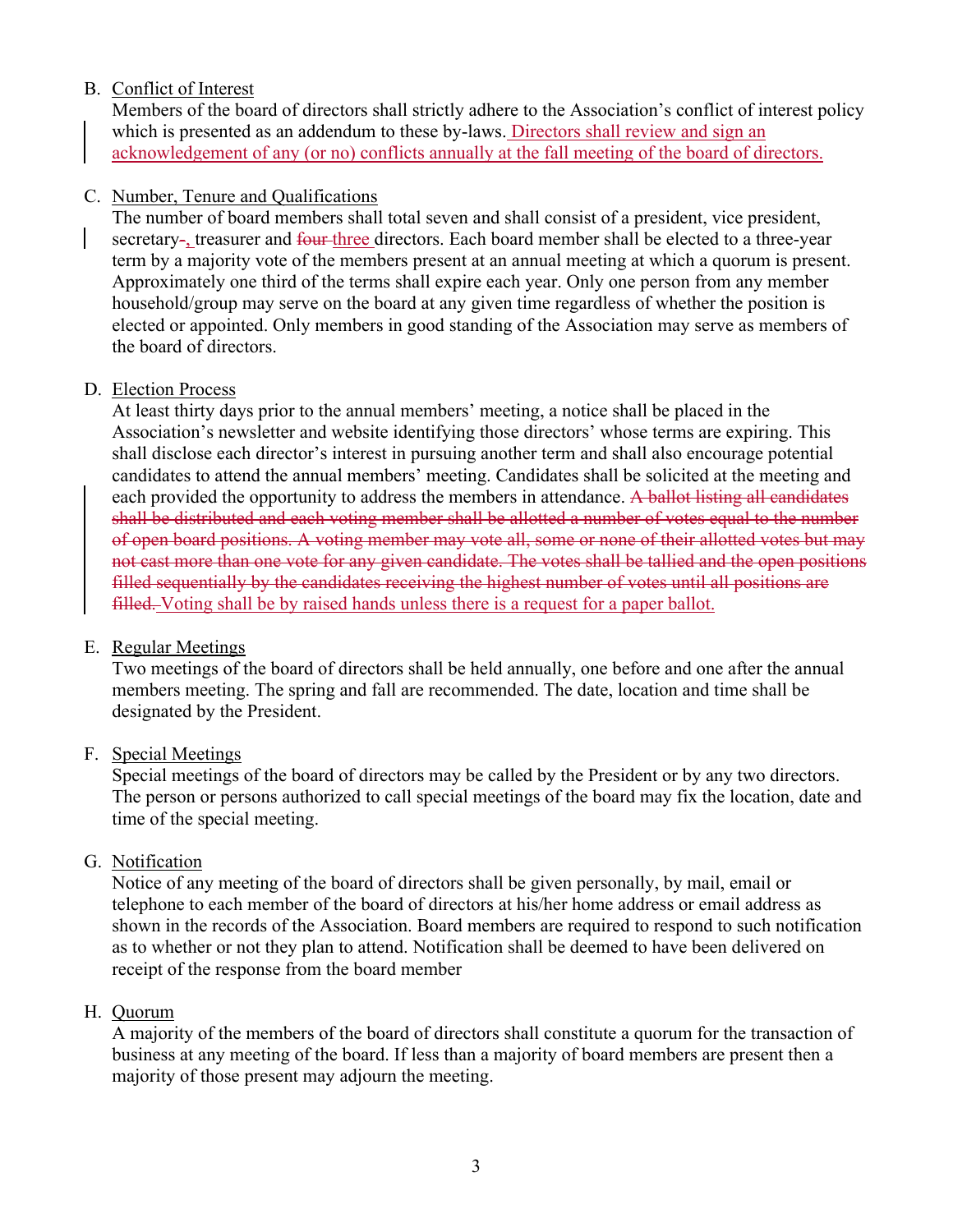B. Conflict of Interest

Members of the board of directors shall strictly adhere to the Association's conflict of interest policy which is presented as an addendum to these by-laws. Directors shall review and sign an acknowledgement of any (or no) conflicts annually at the fall meeting of the board of directors.

C. Number, Tenure and Qualifications

The number of board members shall total seven and shall consist of a president, vice president, secretary-, treasurer and ~~four~~ three directors. Each board member shall be elected to a three-year term by a majority vote of the members present at an annual meeting at which a quorum is present. Approximately one third of the terms shall expire each year. Only one person from any member household/group may serve on the board at any given time regardless of whether the position is elected or appointed. Only members in good standing of the Association may serve as members of the board of directors.

D. Election Process

At least thirty days prior to the annual members' meeting, a notice shall be placed in the Association's newsletter and website identifying those directors' whose terms are expiring. This shall disclose each director's interest in pursuing another term and shall also encourage potential candidates to attend the annual members' meeting. Candidates shall be solicited at the meeting and each provided the opportunity to address the members in attendance. ~~A ballot listing all candidates shall be distributed and each voting member shall be allotted a number of votes equal to the number of open board positions. A voting member may vote all, some or none of their allotted votes but may not cast more than one vote for any given candidate. The votes shall be tallied and the open positions filled sequentially by the candidates receiving the highest number of votes until all positions are filled.~~ Voting shall be by raised hands unless there is a request for a paper ballot.

E. Regular Meetings

Two meetings of the board of directors shall be held annually, one before and one after the annual members meeting. The spring and fall are recommended. The date, location and time shall be designated by the President.

F. Special Meetings

Special meetings of the board of directors may be called by the President or by any two directors. The person or persons authorized to call special meetings of the board may fix the location, date and time of the special meeting.

G. Notification

Notice of any meeting of the board of directors shall be given personally, by mail, email or telephone to each member of the board of directors at his/her home address or email address as shown in the records of the Association. Board members are required to respond to such notification as to whether or not they plan to attend. Notification shall be deemed to have been delivered on receipt of the response from the board member

H. Quorum

A majority of the members of the board of directors shall constitute a quorum for the transaction of business at any meeting of the board. If less than a majority of board members are present then a majority of those present may adjourn the meeting.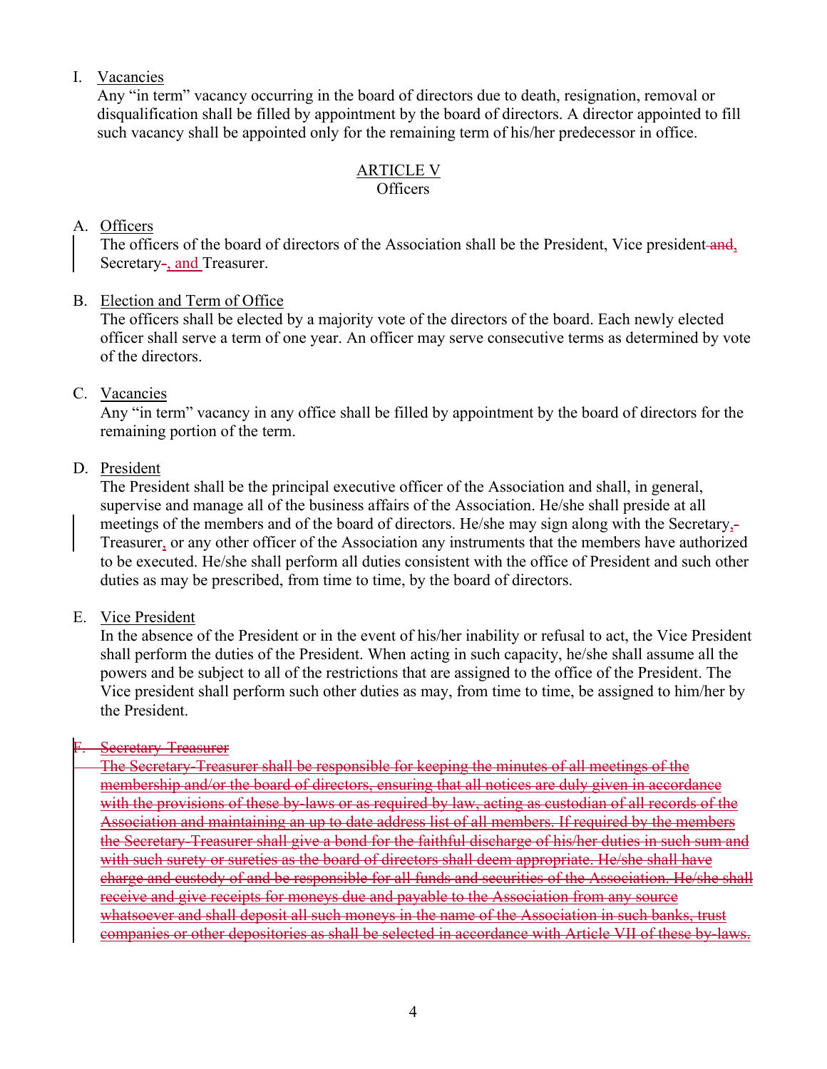I. Vacancies

Any "in term" vacancy occurring in the board of directors due to death, resignation, removal or disqualification shall be filled by appointment by the board of directors. A director appointed to fill such vacancy shall be appointed only for the remaining term of his/her predecessor in office.

## ARTICLE V
## Officers

A. Officers

The officers of the board of directors of the Association shall be the President, Vice president ~~and~~, Secretary~~-~~, and Treasurer.

B. Election and Term of Office

The officers shall be elected by a majority vote of the directors of the board. Each newly elected officer shall serve a term of one year. An officer may serve consecutive terms as determined by vote of the directors.

C. Vacancies

Any "in term" vacancy in any office shall be filled by appointment by the board of directors for the remaining portion of the term.

D. President

The President shall be the principal executive officer of the Association and shall, in general, supervise and manage all of the business affairs of the Association. He/she shall preside at all meetings of the members and of the board of directors. He/she may sign along with the Secretary,~~-~~ Treasurer, or any other officer of the Association any instruments that the members have authorized to be executed. He/she shall perform all duties consistent with the office of President and such other duties as may be prescribed, from time to time, by the board of directors.

E. Vice President

In the absence of the President or in the event of his/her inability or refusal to act, the Vice President shall perform the duties of the President. When acting in such capacity, he/she shall assume all the powers and be subject to all of the restrictions that are assigned to the office of the President. The Vice president shall perform such other duties as may, from time to time, be assigned to him/her by the President.

~~F. Secretary-Treasurer~~

~~The Secretary-Treasurer shall be responsible for keeping the minutes of all meetings of the membership and/or the board of directors, ensuring that all notices are duly given in accordance with the provisions of these by-laws or as required by law, acting as custodian of all records of the Association and maintaining an up to date address list of all members. If required by the members the Secretary-Treasurer shall give a bond for the faithful discharge of his/her duties in such sum and with such surety or sureties as the board of directors shall deem appropriate. He/she shall have charge and custody of and be responsible for all funds and securities of the Association. He/she shall receive and give receipts for moneys due and payable to the Association from any source whatsoever and shall deposit all such moneys in the name of the Association in such banks, trust companies or other depositories as shall be selected in accordance with Article VII of these by-laws.~~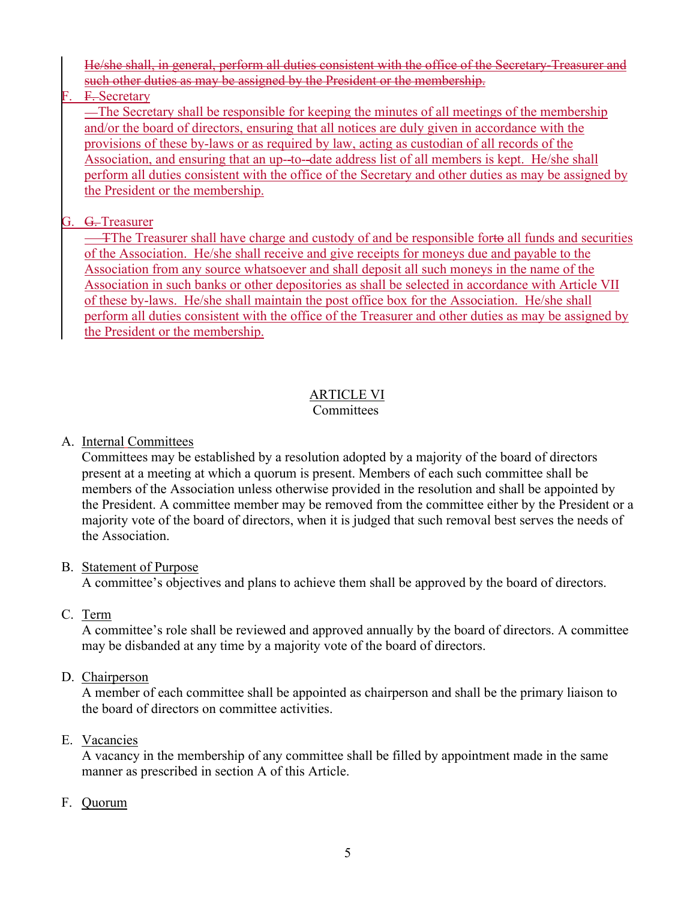~~He/she shall, in general, perform all duties consistent with the office of the Secretary-Treasurer and such other duties as may be assigned by the President or the membership.~~

F. ~~F.~~ Secretary

—The Secretary shall be responsible for keeping the minutes of all meetings of the membership and/or the board of directors, ensuring that all notices are duly given in accordance with the provisions of these by-laws or as required by law, acting as custodian of all records of the Association, and ensuring that an up-to-date address list of all members is kept. He/she shall perform all duties consistent with the office of the Secretary and other duties as may be assigned by the President or the membership.

G. ~~G.~~ Treasurer

—~~T~~The Treasurer shall have charge and custody of and be responsible for~~to~~ all funds and securities of the Association. He/she shall receive and give receipts for moneys due and payable to the Association from any source whatsoever and shall deposit all such moneys in the name of the Association in such banks or other depositories as shall be selected in accordance with Article VII of these by-laws. He/she shall maintain the post office box for the Association. He/she shall perform all duties consistent with the office of the Treasurer and other duties as may be assigned by the President or the membership.

## ARTICLE VI
## Committees

A. Internal Committees

Committees may be established by a resolution adopted by a majority of the board of directors present at a meeting at which a quorum is present. Members of each such committee shall be members of the Association unless otherwise provided in the resolution and shall be appointed by the President. A committee member may be removed from the committee either by the President or a majority vote of the board of directors, when it is judged that such removal best serves the needs of the Association.

B. Statement of Purpose

A committee's objectives and plans to achieve them shall be approved by the board of directors.

C. Term

A committee's role shall be reviewed and approved annually by the board of directors. A committee may be disbanded at any time by a majority vote of the board of directors.

D. Chairperson

A member of each committee shall be appointed as chairperson and shall be the primary liaison to the board of directors on committee activities.

E. Vacancies

A vacancy in the membership of any committee shall be filled by appointment made in the same manner as prescribed in section A of this Article.

F. Quorum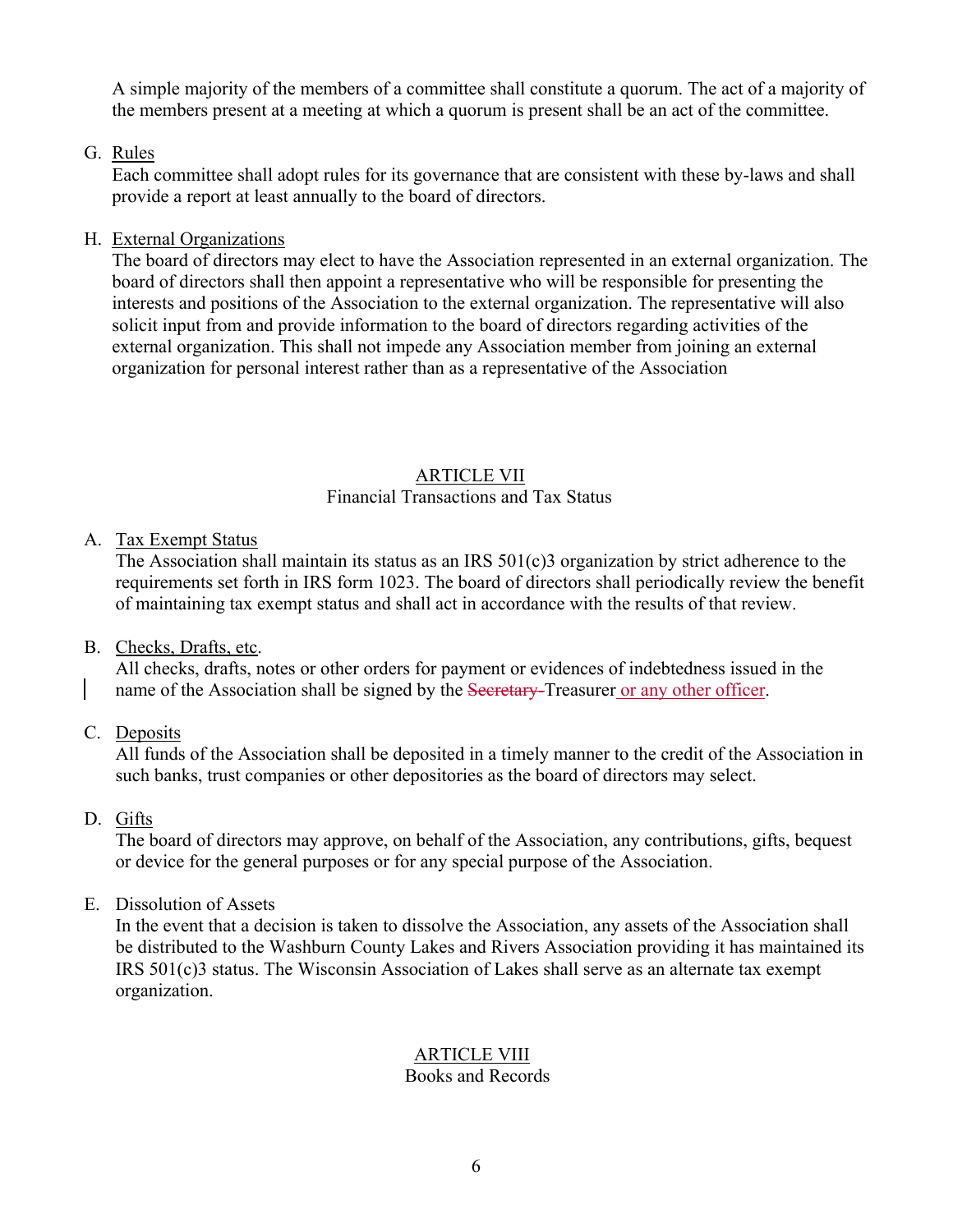A simple majority of the members of a committee shall constitute a quorum. The act of a majority of the members present at a meeting at which a quorum is present shall be an act of the committee.

G. Rules

Each committee shall adopt rules for its governance that are consistent with these by-laws and shall provide a report at least annually to the board of directors.

H. External Organizations

The board of directors may elect to have the Association represented in an external organization. The board of directors shall then appoint a representative who will be responsible for presenting the interests and positions of the Association to the external organization. The representative will also solicit input from and provide information to the board of directors regarding activities of the external organization. This shall not impede any Association member from joining an external organization for personal interest rather than as a representative of the Association

## ARTICLE VII

### Financial Transactions and Tax Status

A. Tax Exempt Status

The Association shall maintain its status as an IRS 501(c)3 organization by strict adherence to the requirements set forth in IRS form 1023. The board of directors shall periodically review the benefit of maintaining tax exempt status and shall act in accordance with the results of that review.

B. Checks, Drafts, etc.

All checks, drafts, notes or other orders for payment or evidences of indebtedness issued in the name of the Association shall be signed by the ~~Secretary-~~Treasurer or any other officer.

C. Deposits

All funds of the Association shall be deposited in a timely manner to the credit of the Association in such banks, trust companies or other depositories as the board of directors may select.

D. Gifts

The board of directors may approve, on behalf of the Association, any contributions, gifts, bequest or device for the general purposes or for any special purpose of the Association.

E. Dissolution of Assets

In the event that a decision is taken to dissolve the Association, any assets of the Association shall be distributed to the Washburn County Lakes and Rivers Association providing it has maintained its IRS 501(c)3 status. The Wisconsin Association of Lakes shall serve as an alternate tax exempt organization.

## ARTICLE VIII

### Books and Records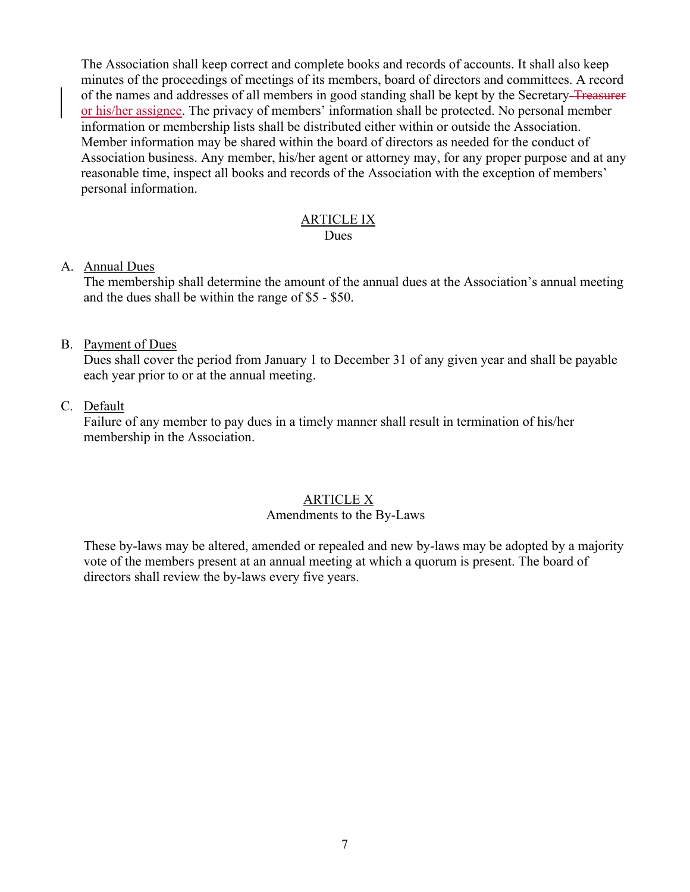The Association shall keep correct and complete books and records of accounts. It shall also keep minutes of the proceedings of meetings of its members, board of directors and committees. A record of the names and addresses of all members in good standing shall be kept by the Secretary~~-Treasurer~~ or his/her assignee. The privacy of members' information shall be protected. No personal member information or membership lists shall be distributed either within or outside the Association. Member information may be shared within the board of directors as needed for the conduct of Association business. Any member, his/her agent or attorney may, for any proper purpose and at any reasonable time, inspect all books and records of the Association with the exception of members' personal information.

## ARTICLE IX
Dues

A. Annual Dues
The membership shall determine the amount of the annual dues at the Association's annual meeting and the dues shall be within the range of $5 - $50.

B. Payment of Dues
Dues shall cover the period from January 1 to December 31 of any given year and shall be payable each year prior to or at the annual meeting.

C. Default
Failure of any member to pay dues in a timely manner shall result in termination of his/her membership in the Association.

## ARTICLE X
Amendments to the By-Laws

These by-laws may be altered, amended or repealed and new by-laws may be adopted by a majority vote of the members present at an annual meeting at which a quorum is present. The board of directors shall review the by-laws every five years.